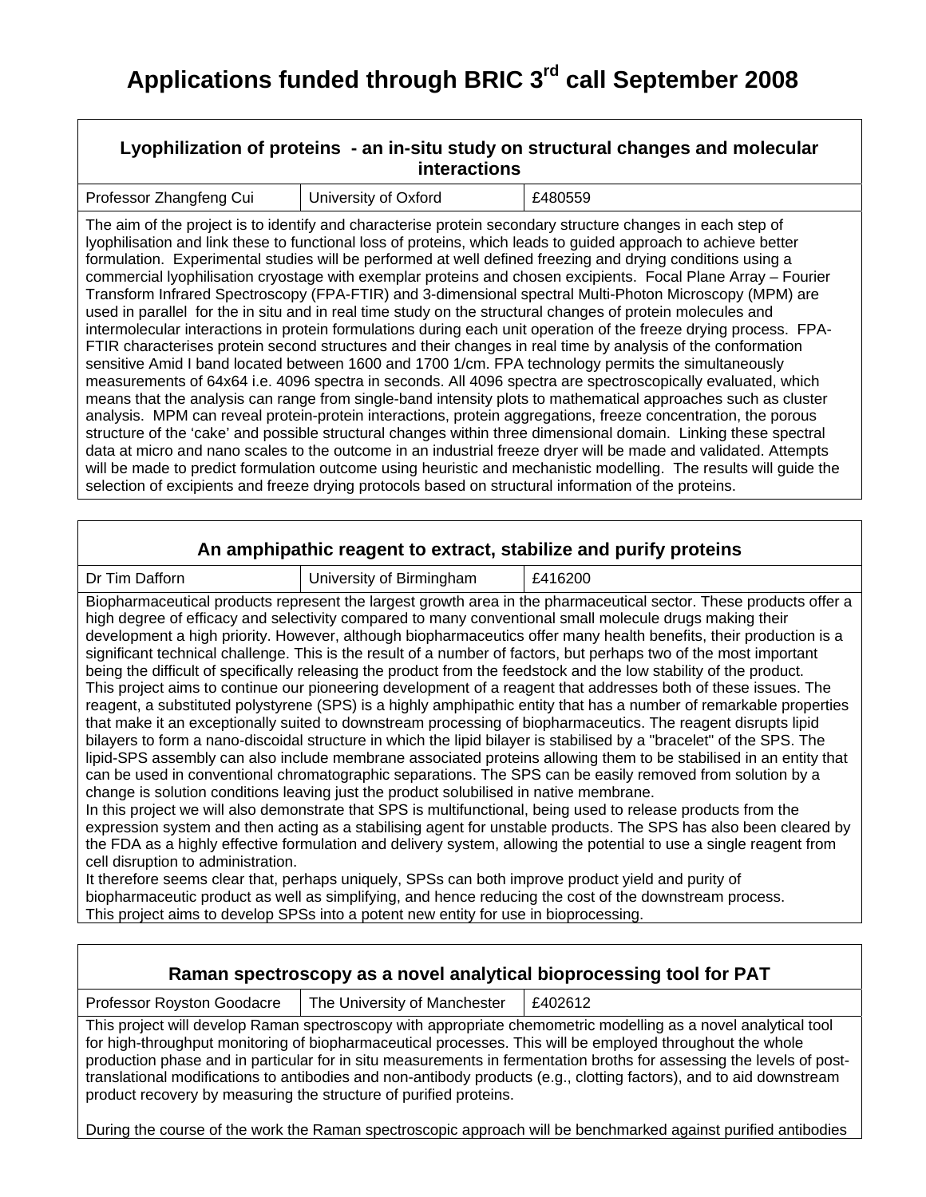# Applications funded through BRIC 3rd call September 2008

## Lyophilization of proteins - an in-situ study on structural changes and molecular interactions

| Professor Zhangfeng Cui | University of Oxford | £480559 |
|---|---|---|

The aim of the project is to identify and characterise protein secondary structure changes in each step of lyophilisation and link these to functional loss of proteins, which leads to guided approach to achieve better formulation. Experimental studies will be performed at well defined freezing and drying conditions using a commercial lyophilisation cryostage with exemplar proteins and chosen excipients. Focal Plane Array – Fourier Transform Infrared Spectroscopy (FPA-FTIR) and 3-dimensional spectral Multi-Photon Microscopy (MPM) are used in parallel for the in situ and in real time study on the structural changes of protein molecules and intermolecular interactions in protein formulations during each unit operation of the freeze drying process. FPA-FTIR characterises protein second structures and their changes in real time by analysis of the conformation sensitive Amid I band located between 1600 and 1700 1/cm. FPA technology permits the simultaneously measurements of 64x64 i.e. 4096 spectra in seconds. All 4096 spectra are spectroscopically evaluated, which means that the analysis can range from single-band intensity plots to mathematical approaches such as cluster analysis. MPM can reveal protein-protein interactions, protein aggregations, freeze concentration, the porous structure of the 'cake' and possible structural changes within three dimensional domain. Linking these spectral data at micro and nano scales to the outcome in an industrial freeze dryer will be made and validated. Attempts will be made to predict formulation outcome using heuristic and mechanistic modelling. The results will guide the selection of excipients and freeze drying protocols based on structural information of the proteins.

## An amphipathic reagent to extract, stabilize and purify proteins

| Dr Tim Dafforn | University of Birmingham | £416200 |
|---|---|---|

Biopharmaceutical products represent the largest growth area in the pharmaceutical sector. These products offer a high degree of efficacy and selectivity compared to many conventional small molecule drugs making their development a high priority. However, although biopharmaceutics offer many health benefits, their production is a significant technical challenge. This is the result of a number of factors, but perhaps two of the most important being the difficult of specifically releasing the product from the feedstock and the low stability of the product.
This project aims to continue our pioneering development of a reagent that addresses both of these issues. The reagent, a substituted polystyrene (SPS) is a highly amphipathic entity that has a number of remarkable properties that make it an exceptionally suited to downstream processing of biopharmaceutics. The reagent disrupts lipid bilayers to form a nano-discoidal structure in which the lipid bilayer is stabilised by a "bracelet" of the SPS. The lipid-SPS assembly can also include membrane associated proteins allowing them to be stabilised in an entity that can be used in conventional chromatographic separations. The SPS can be easily removed from solution by a change is solution conditions leaving just the product solubilised in native membrane.
In this project we will also demonstrate that SPS is multifunctional, being used to release products from the expression system and then acting as a stabilising agent for unstable products. The SPS has also been cleared by the FDA as a highly effective formulation and delivery system, allowing the potential to use a single reagent from cell disruption to administration.
It therefore seems clear that, perhaps uniquely, SPSs can both improve product yield and purity of biopharmaceutic product as well as simplifying, and hence reducing the cost of the downstream process.
This project aims to develop SPSs into a potent new entity for use in bioprocessing.

## Raman spectroscopy as a novel analytical bioprocessing tool for PAT

| Professor Royston Goodacre | The University of Manchester | £402612 |
|---|---|---|

This project will develop Raman spectroscopy with appropriate chemometric modelling as a novel analytical tool for high-throughput monitoring of biopharmaceutical processes. This will be employed throughout the whole production phase and in particular for in situ measurements in fermentation broths for assessing the levels of post-translational modifications to antibodies and non-antibody products (e.g., clotting factors), and to aid downstream product recovery by measuring the structure of purified proteins.

During the course of the work the Raman spectroscopic approach will be benchmarked against purified antibodies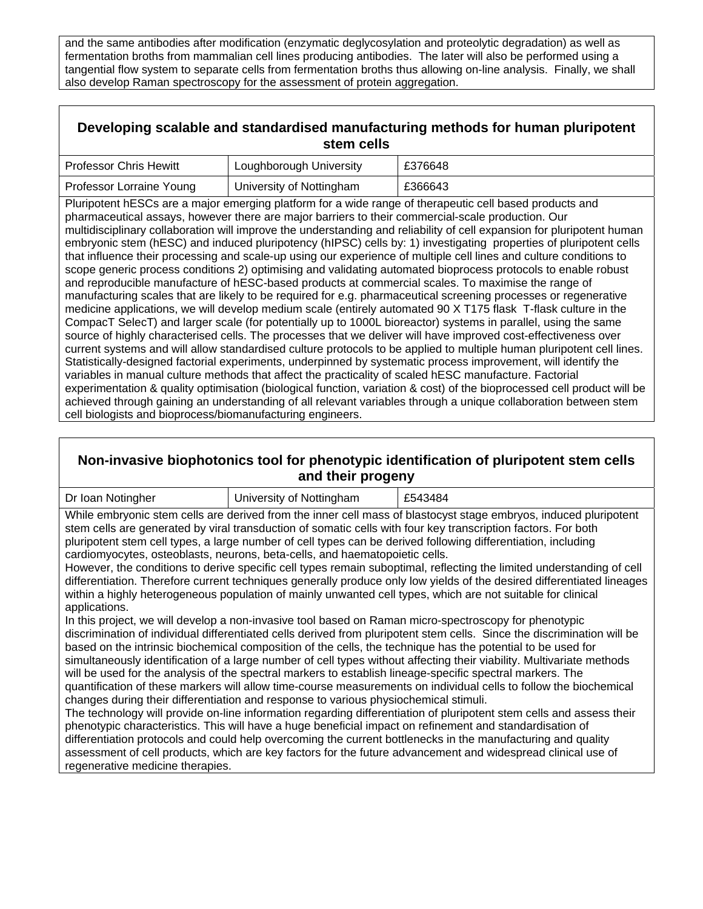and the same antibodies after modification (enzymatic deglycosylation and proteolytic degradation) as well as fermentation broths from mammalian cell lines producing antibodies. The later will also be performed using a tangential flow system to separate cells from fermentation broths thus allowing on-line analysis. Finally, we shall also develop Raman spectroscopy for the assessment of protein aggregation.

## Developing scalable and standardised manufacturing methods for human pluripotent stem cells

| | | |
|---|---|---|
| Professor Chris Hewitt | Loughborough University | £376648 |
| Professor Lorraine Young | University of Nottingham | £366643 |

Pluripotent hESCs are a major emerging platform for a wide range of therapeutic cell based products and pharmaceutical assays, however there are major barriers to their commercial-scale production. Our multidisciplinary collaboration will improve the understanding and reliability of cell expansion for pluripotent human embryonic stem (hESC) and induced pluripotency (hIPSC) cells by: 1) investigating properties of pluripotent cells that influence their processing and scale-up using our experience of multiple cell lines and culture conditions to scope generic process conditions 2) optimising and validating automated bioprocess protocols to enable robust and reproducible manufacture of hESC-based products at commercial scales. To maximise the range of manufacturing scales that are likely to be required for e.g. pharmaceutical screening processes or regenerative medicine applications, we will develop medium scale (entirely automated 90 X T175 flask T-flask culture in the CompacT SelecT) and larger scale (for potentially up to 1000L bioreactor) systems in parallel, using the same source of highly characterised cells. The processes that we deliver will have improved cost-effectiveness over current systems and will allow standardised culture protocols to be applied to multiple human pluripotent cell lines. Statistically-designed factorial experiments, underpinned by systematic process improvement, will identify the variables in manual culture methods that affect the practicality of scaled hESC manufacture. Factorial experimentation & quality optimisation (biological function, variation & cost) of the bioprocessed cell product will be achieved through gaining an understanding of all relevant variables through a unique collaboration between stem cell biologists and bioprocess/biomanufacturing engineers.

## Non-invasive biophotonics tool for phenotypic identification of pluripotent stem cells and their progeny

| | | |
|---|---|---|
| Dr Ioan Notingher | University of Nottingham | £543484 |

While embryonic stem cells are derived from the inner cell mass of blastocyst stage embryos, induced pluripotent stem cells are generated by viral transduction of somatic cells with four key transcription factors. For both pluripotent stem cell types, a large number of cell types can be derived following differentiation, including cardiomyocytes, osteoblasts, neurons, beta-cells, and haematopoietic cells.

However, the conditions to derive specific cell types remain suboptimal, reflecting the limited understanding of cell differentiation. Therefore current techniques generally produce only low yields of the desired differentiated lineages within a highly heterogeneous population of mainly unwanted cell types, which are not suitable for clinical applications.

In this project, we will develop a non-invasive tool based on Raman micro-spectroscopy for phenotypic discrimination of individual differentiated cells derived from pluripotent stem cells. Since the discrimination will be based on the intrinsic biochemical composition of the cells, the technique has the potential to be used for simultaneously identification of a large number of cell types without affecting their viability. Multivariate methods will be used for the analysis of the spectral markers to establish lineage-specific spectral markers. The quantification of these markers will allow time-course measurements on individual cells to follow the biochemical changes during their differentiation and response to various physiochemical stimuli.

The technology will provide on-line information regarding differentiation of pluripotent stem cells and assess their phenotypic characteristics. This will have a huge beneficial impact on refinement and standardisation of differentiation protocols and could help overcoming the current bottlenecks in the manufacturing and quality assessment of cell products, which are key factors for the future advancement and widespread clinical use of regenerative medicine therapies.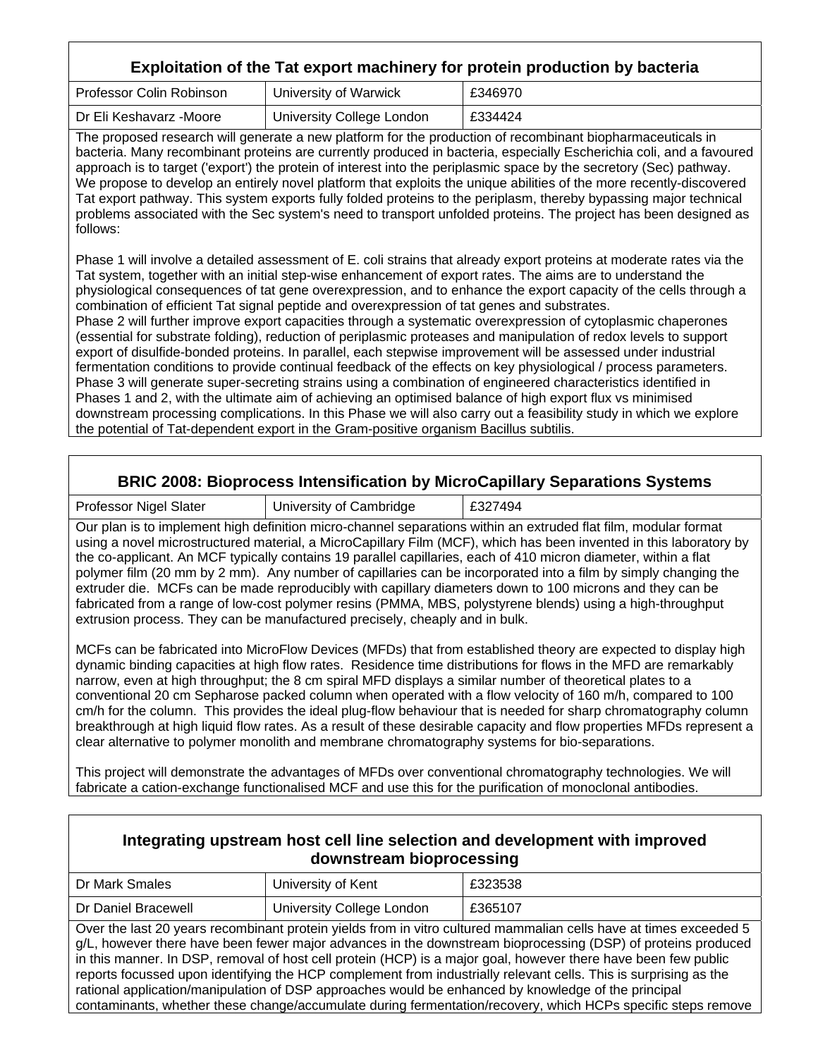## Exploitation of the Tat export machinery for protein production by bacteria

| | | |
|---|---|---|
| Professor Colin Robinson | University of Warwick | £346970 |
| Dr Eli Keshavarz -Moore | University College London | £334424 |

The proposed research will generate a new platform for the production of recombinant biopharmaceuticals in bacteria. Many recombinant proteins are currently produced in bacteria, especially Escherichia coli, and a favoured approach is to target ('export') the protein of interest into the periplasmic space by the secretory (Sec) pathway. We propose to develop an entirely novel platform that exploits the unique abilities of the more recently-discovered Tat export pathway. This system exports fully folded proteins to the periplasm, thereby bypassing major technical problems associated with the Sec system's need to transport unfolded proteins. The project has been designed as follows:

Phase 1 will involve a detailed assessment of E. coli strains that already export proteins at moderate rates via the Tat system, together with an initial step-wise enhancement of export rates. The aims are to understand the physiological consequences of tat gene overexpression, and to enhance the export capacity of the cells through a combination of efficient Tat signal peptide and overexpression of tat genes and substrates.
Phase 2 will further improve export capacities through a systematic overexpression of cytoplasmic chaperones (essential for substrate folding), reduction of periplasmic proteases and manipulation of redox levels to support export of disulfide-bonded proteins. In parallel, each stepwise improvement will be assessed under industrial fermentation conditions to provide continual feedback of the effects on key physiological / process parameters.
Phase 3 will generate super-secreting strains using a combination of engineered characteristics identified in Phases 1 and 2, with the ultimate aim of achieving an optimised balance of high export flux vs minimised downstream processing complications. In this Phase we will also carry out a feasibility study in which we explore the potential of Tat-dependent export in the Gram-positive organism Bacillus subtilis.

## BRIC 2008: Bioprocess Intensification by MicroCapillary Separations Systems

| | | |
|---|---|---|
| Professor Nigel Slater | University of Cambridge | £327494 |

Our plan is to implement high definition micro-channel separations within an extruded flat film, modular format using a novel microstructured material, a MicroCapillary Film (MCF), which has been invented in this laboratory by the co-applicant. An MCF typically contains 19 parallel capillaries, each of 410 micron diameter, within a flat polymer film (20 mm by 2 mm). Any number of capillaries can be incorporated into a film by simply changing the extruder die. MCFs can be made reproducibly with capillary diameters down to 100 microns and they can be fabricated from a range of low-cost polymer resins (PMMA, MBS, polystyrene blends) using a high-throughput extrusion process. They can be manufactured precisely, cheaply and in bulk.

MCFs can be fabricated into MicroFlow Devices (MFDs) that from established theory are expected to display high dynamic binding capacities at high flow rates. Residence time distributions for flows in the MFD are remarkably narrow, even at high throughput; the 8 cm spiral MFD displays a similar number of theoretical plates to a conventional 20 cm Sepharose packed column when operated with a flow velocity of 160 m/h, compared to 100 cm/h for the column. This provides the ideal plug-flow behaviour that is needed for sharp chromatography column breakthrough at high liquid flow rates. As a result of these desirable capacity and flow properties MFDs represent a clear alternative to polymer monolith and membrane chromatography systems for bio-separations.

This project will demonstrate the advantages of MFDs over conventional chromatography technologies. We will fabricate a cation-exchange functionalised MCF and use this for the purification of monoclonal antibodies.

## Integrating upstream host cell line selection and development with improved downstream bioprocessing

| | | |
|---|---|---|
| Dr Mark Smales | University of Kent | £323538 |
| Dr Daniel Bracewell | University College London | £365107 |

Over the last 20 years recombinant protein yields from in vitro cultured mammalian cells have at times exceeded 5 g/L, however there have been fewer major advances in the downstream bioprocessing (DSP) of proteins produced in this manner. In DSP, removal of host cell protein (HCP) is a major goal, however there have been few public reports focussed upon identifying the HCP complement from industrially relevant cells. This is surprising as the rational application/manipulation of DSP approaches would be enhanced by knowledge of the principal contaminants, whether these change/accumulate during fermentation/recovery, which HCPs specific steps remove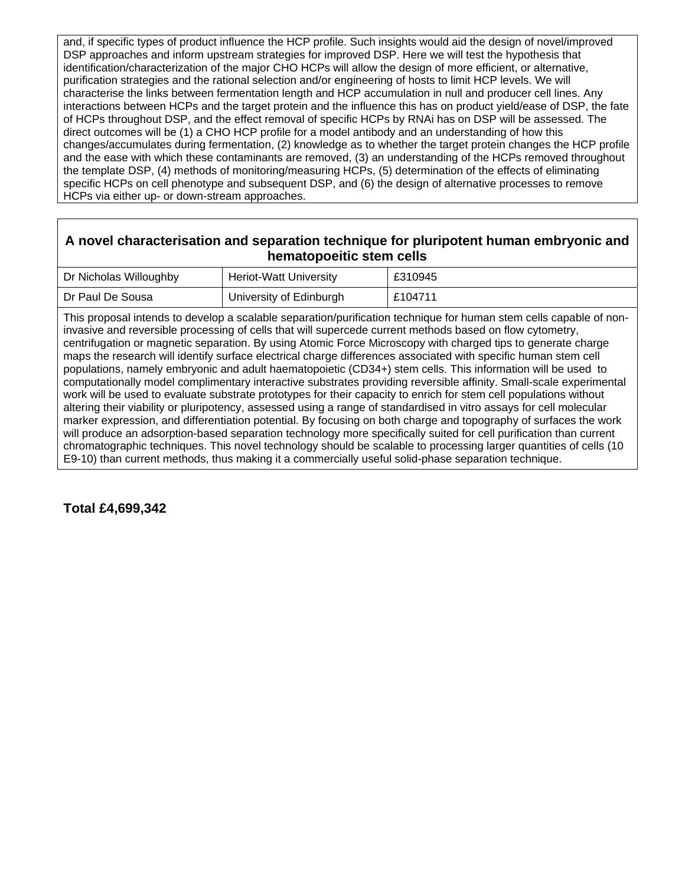and, if specific types of product influence the HCP profile. Such insights would aid the design of novel/improved DSP approaches and inform upstream strategies for improved DSP. Here we will test the hypothesis that identification/characterization of the major CHO HCPs will allow the design of more efficient, or alternative, purification strategies and the rational selection and/or engineering of hosts to limit HCP levels. We will characterise the links between fermentation length and HCP accumulation in null and producer cell lines. Any interactions between HCPs and the target protein and the influence this has on product yield/ease of DSP, the fate of HCPs throughout DSP, and the effect removal of specific HCPs by RNAi has on DSP will be assessed. The direct outcomes will be (1) a CHO HCP profile for a model antibody and an understanding of how this changes/accumulates during fermentation, (2) knowledge as to whether the target protein changes the HCP profile and the ease with which these contaminants are removed, (3) an understanding of the HCPs removed throughout the template DSP, (4) methods of monitoring/measuring HCPs, (5) determination of the effects of eliminating specific HCPs on cell phenotype and subsequent DSP, and (6) the design of alternative processes to remove HCPs via either up- or down-stream approaches.

## A novel characterisation and separation technique for pluripotent human embryonic and hematopoeitic stem cells

| | | |
|---|---|---|
| Dr Nicholas Willoughby | Heriot-Watt University | £310945 |
| Dr Paul De Sousa | University of Edinburgh | £104711 |

This proposal intends to develop a scalable separation/purification technique for human stem cells capable of non-invasive and reversible processing of cells that will supercede current methods based on flow cytometry, centrifugation or magnetic separation. By using Atomic Force Microscopy with charged tips to generate charge maps the research will identify surface electrical charge differences associated with specific human stem cell populations, namely embryonic and adult haematopoietic (CD34+) stem cells. This information will be used to computationally model complimentary interactive substrates providing reversible affinity. Small-scale experimental work will be used to evaluate substrate prototypes for their capacity to enrich for stem cell populations without altering their viability or pluripotency, assessed using a range of standardised in vitro assays for cell molecular marker expression, and differentiation potential. By focusing on both charge and topography of surfaces the work will produce an adsorption-based separation technology more specifically suited for cell purification than current chromatographic techniques. This novel technology should be scalable to processing larger quantities of cells (10 E9-10) than current methods, thus making it a commercially useful solid-phase separation technique.

**Total £4,699,342**